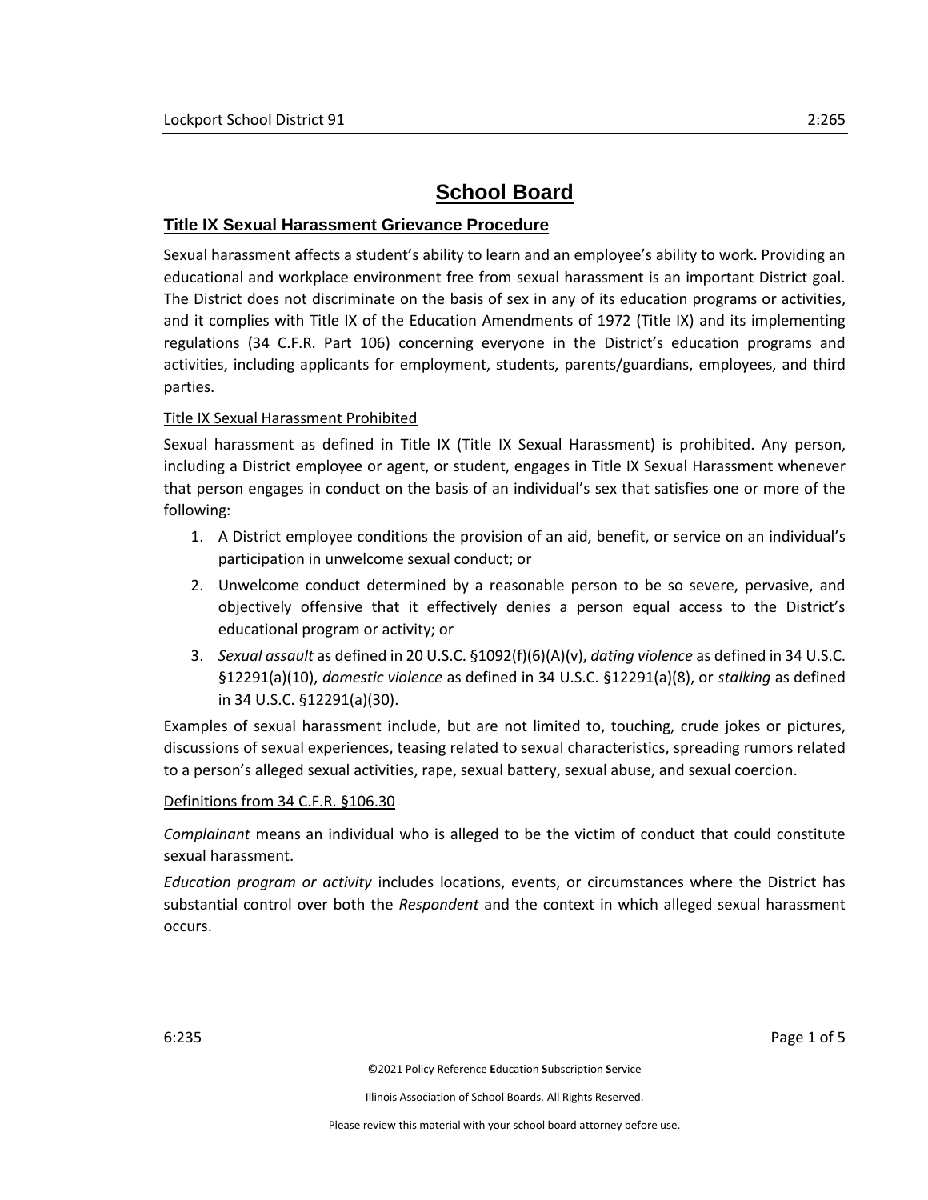# School Board

## Title IX Sexual Harassment Grievance Procedure

Sexual harassment affects a student's ability to learn and an employee's ability to work. Providing an educational and workplace environment free from sexual harassment is an important District goal. The District does not discriminate on the basis of sex in any of its education programs or activities, and it complies with Title IX of the Education Amendments of 1972 (Title IX) and its implementing regulations (34 C.F.R. Part 106) concerning everyone in the District's education programs and activities, including applicants for employment, students, parents/guardians, employees, and third parties.

### Title IX Sexual Harassment Prohibited

Sexual harassment as defined in Title IX (Title IX Sexual Harassment) is prohibited. Any person, including a District employee or agent, or student, engages in Title IX Sexual Harassment whenever that person engages in conduct on the basis of an individual's sex that satisfies one or more of the following:

1. A District employee conditions the provision of an aid, benefit, or service on an individual's participation in unwelcome sexual conduct; or
2. Unwelcome conduct determined by a reasonable person to be so severe, pervasive, and objectively offensive that it effectively denies a person equal access to the District's educational program or activity; or
3. *Sexual assault* as defined in 20 U.S.C. §1092(f)(6)(A)(v), *dating violence* as defined in 34 U.S.C. §12291(a)(10), *domestic violence* as defined in 34 U.S.C. §12291(a)(8), or *stalking* as defined in 34 U.S.C. §12291(a)(30).

Examples of sexual harassment include, but are not limited to, touching, crude jokes or pictures, discussions of sexual experiences, teasing related to sexual characteristics, spreading rumors related to a person's alleged sexual activities, rape, sexual battery, sexual abuse, and sexual coercion.

### Definitions from 34 C.F.R. §106.30

*Complainant* means an individual who is alleged to be the victim of conduct that could constitute sexual harassment.

*Education program or activity* includes locations, events, or circumstances where the District has substantial control over both the *Respondent* and the context in which alleged sexual harassment occurs.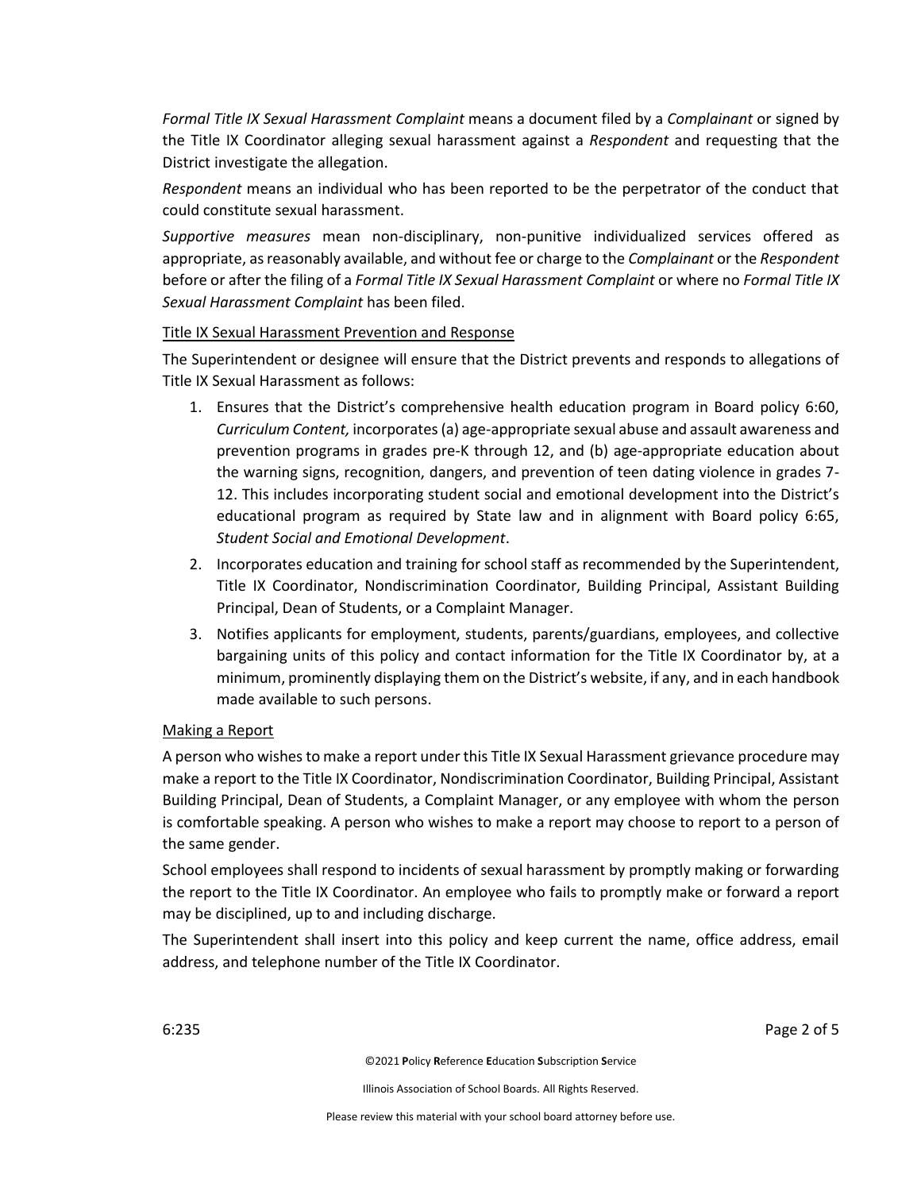*Formal Title IX Sexual Harassment Complaint* means a document filed by a *Complainant* or signed by the Title IX Coordinator alleging sexual harassment against a *Respondent* and requesting that the District investigate the allegation.

*Respondent* means an individual who has been reported to be the perpetrator of the conduct that could constitute sexual harassment.

*Supportive measures* mean non-disciplinary, non-punitive individualized services offered as appropriate, as reasonably available, and without fee or charge to the *Complainant* or the *Respondent* before or after the filing of a *Formal Title IX Sexual Harassment Complaint* or where no *Formal Title IX Sexual Harassment Complaint* has been filed.

<u>Title IX Sexual Harassment Prevention and Response</u>

The Superintendent or designee will ensure that the District prevents and responds to allegations of Title IX Sexual Harassment as follows:

1. Ensures that the District's comprehensive health education program in Board policy 6:60, *Curriculum Content,* incorporates (a) age-appropriate sexual abuse and assault awareness and prevention programs in grades pre-K through 12, and (b) age-appropriate education about the warning signs, recognition, dangers, and prevention of teen dating violence in grades 7-12. This includes incorporating student social and emotional development into the District's educational program as required by State law and in alignment with Board policy 6:65, *Student Social and Emotional Development*.
2. Incorporates education and training for school staff as recommended by the Superintendent, Title IX Coordinator, Nondiscrimination Coordinator, Building Principal, Assistant Building Principal, Dean of Students, or a Complaint Manager.
3. Notifies applicants for employment, students, parents/guardians, employees, and collective bargaining units of this policy and contact information for the Title IX Coordinator by, at a minimum, prominently displaying them on the District's website, if any, and in each handbook made available to such persons.

<u>Making a Report</u>

A person who wishes to make a report under this Title IX Sexual Harassment grievance procedure may make a report to the Title IX Coordinator, Nondiscrimination Coordinator, Building Principal, Assistant Building Principal, Dean of Students, a Complaint Manager, or any employee with whom the person is comfortable speaking. A person who wishes to make a report may choose to report to a person of the same gender.

School employees shall respond to incidents of sexual harassment by promptly making or forwarding the report to the Title IX Coordinator. An employee who fails to promptly make or forward a report may be disciplined, up to and including discharge.

The Superintendent shall insert into this policy and keep current the name, office address, email address, and telephone number of the Title IX Coordinator.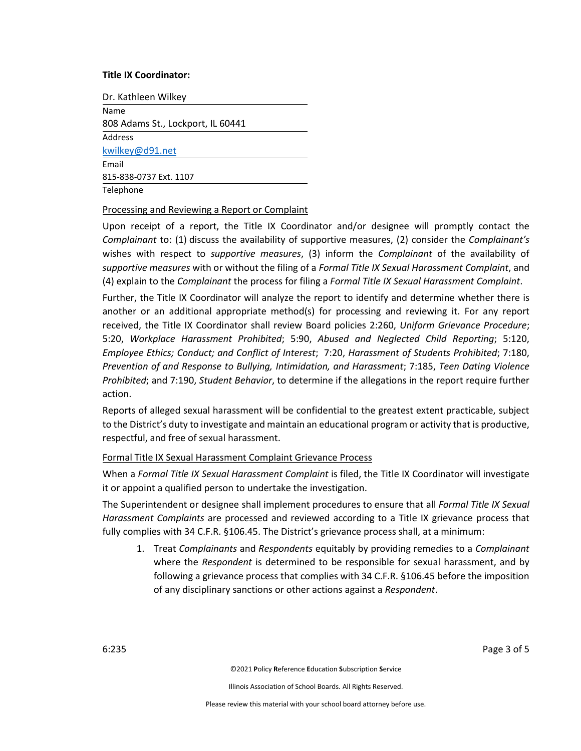**Title IX Coordinator:**

Dr. Kathleen Wilkey
Name

808 Adams St., Lockport, IL 60441
Address

kwilkey@d91.net
Email

815-838-0737 Ext. 1107
Telephone

Processing and Reviewing a Report or Complaint

Upon receipt of a report, the Title IX Coordinator and/or designee will promptly contact the *Complainant* to: (1) discuss the availability of supportive measures, (2) consider the *Complainant's* wishes with respect to *supportive measures*, (3) inform the *Complainant* of the availability of *supportive measures* with or without the filing of a *Formal Title IX Sexual Harassment Complaint*, and (4) explain to the *Complainant* the process for filing a *Formal Title IX Sexual Harassment Complaint*.

Further, the Title IX Coordinator will analyze the report to identify and determine whether there is another or an additional appropriate method(s) for processing and reviewing it. For any report received, the Title IX Coordinator shall review Board policies 2:260, *Uniform Grievance Procedure*; 5:20, *Workplace Harassment Prohibited*; 5:90, *Abused and Neglected Child Reporting*; 5:120, *Employee Ethics; Conduct; and Conflict of Interest*; 7:20, *Harassment of Students Prohibited*; 7:180, *Prevention of and Response to Bullying, Intimidation, and Harassment*; 7:185, *Teen Dating Violence Prohibited*; and 7:190, *Student Behavior*, to determine if the allegations in the report require further action.

Reports of alleged sexual harassment will be confidential to the greatest extent practicable, subject to the District's duty to investigate and maintain an educational program or activity that is productive, respectful, and free of sexual harassment.

Formal Title IX Sexual Harassment Complaint Grievance Process

When a *Formal Title IX Sexual Harassment Complaint* is filed, the Title IX Coordinator will investigate it or appoint a qualified person to undertake the investigation.

The Superintendent or designee shall implement procedures to ensure that all *Formal Title IX Sexual Harassment Complaints* are processed and reviewed according to a Title IX grievance process that fully complies with 34 C.F.R. §106.45. The District's grievance process shall, at a minimum:

1. Treat *Complainants* and *Respondents* equitably by providing remedies to a *Complainant* where the *Respondent* is determined to be responsible for sexual harassment, and by following a grievance process that complies with 34 C.F.R. §106.45 before the imposition of any disciplinary sanctions or other actions against a *Respondent*.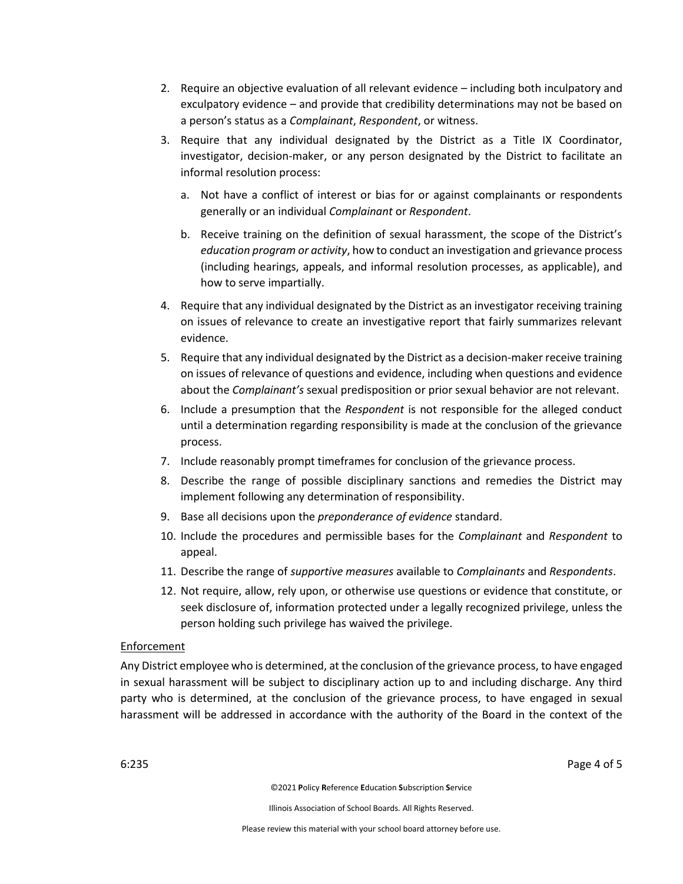2. Require an objective evaluation of all relevant evidence – including both inculpatory and exculpatory evidence – and provide that credibility determinations may not be based on a person's status as a *Complainant*, *Respondent*, or witness.
3. Require that any individual designated by the District as a Title IX Coordinator, investigator, decision-maker, or any person designated by the District to facilitate an informal resolution process:
   a. Not have a conflict of interest or bias for or against complainants or respondents generally or an individual *Complainant* or *Respondent*.
   b. Receive training on the definition of sexual harassment, the scope of the District's *education program or activity*, how to conduct an investigation and grievance process (including hearings, appeals, and informal resolution processes, as applicable), and how to serve impartially.
4. Require that any individual designated by the District as an investigator receiving training on issues of relevance to create an investigative report that fairly summarizes relevant evidence.
5. Require that any individual designated by the District as a decision-maker receive training on issues of relevance of questions and evidence, including when questions and evidence about the *Complainant's* sexual predisposition or prior sexual behavior are not relevant.
6. Include a presumption that the *Respondent* is not responsible for the alleged conduct until a determination regarding responsibility is made at the conclusion of the grievance process.
7. Include reasonably prompt timeframes for conclusion of the grievance process.
8. Describe the range of possible disciplinary sanctions and remedies the District may implement following any determination of responsibility.
9. Base all decisions upon the *preponderance of evidence* standard.
10. Include the procedures and permissible bases for the *Complainant* and *Respondent* to appeal.
11. Describe the range of *supportive measures* available to *Complainants* and *Respondents*.
12. Not require, allow, rely upon, or otherwise use questions or evidence that constitute, or seek disclosure of, information protected under a legally recognized privilege, unless the person holding such privilege has waived the privilege.

Enforcement

Any District employee who is determined, at the conclusion of the grievance process, to have engaged in sexual harassment will be subject to disciplinary action up to and including discharge. Any third party who is determined, at the conclusion of the grievance process, to have engaged in sexual harassment will be addressed in accordance with the authority of the Board in the context of the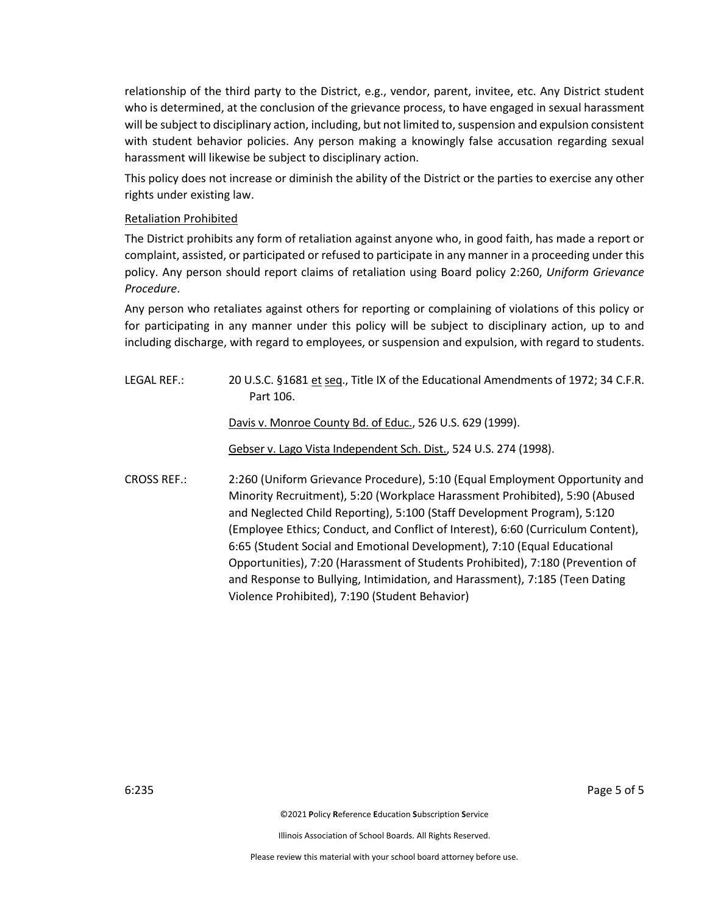relationship of the third party to the District, e.g., vendor, parent, invitee, etc. Any District student who is determined, at the conclusion of the grievance process, to have engaged in sexual harassment will be subject to disciplinary action, including, but not limited to, suspension and expulsion consistent with student behavior policies. Any person making a knowingly false accusation regarding sexual harassment will likewise be subject to disciplinary action.

This policy does not increase or diminish the ability of the District or the parties to exercise any other rights under existing law.

Retaliation Prohibited

The District prohibits any form of retaliation against anyone who, in good faith, has made a report or complaint, assisted, or participated or refused to participate in any manner in a proceeding under this policy. Any person should report claims of retaliation using Board policy 2:260, *Uniform Grievance Procedure*.

Any person who retaliates against others for reporting or complaining of violations of this policy or for participating in any manner under this policy will be subject to disciplinary action, up to and including discharge, with regard to employees, or suspension and expulsion, with regard to students.

LEGAL REF.: 20 U.S.C. §1681 et seq., Title IX of the Educational Amendments of 1972; 34 C.F.R. Part 106.

Davis v. Monroe County Bd. of Educ., 526 U.S. 629 (1999).

Gebser v. Lago Vista Independent Sch. Dist., 524 U.S. 274 (1998).

CROSS REF.: 2:260 (Uniform Grievance Procedure), 5:10 (Equal Employment Opportunity and Minority Recruitment), 5:20 (Workplace Harassment Prohibited), 5:90 (Abused and Neglected Child Reporting), 5:100 (Staff Development Program), 5:120 (Employee Ethics; Conduct, and Conflict of Interest), 6:60 (Curriculum Content), 6:65 (Student Social and Emotional Development), 7:10 (Equal Educational Opportunities), 7:20 (Harassment of Students Prohibited), 7:180 (Prevention of and Response to Bullying, Intimidation, and Harassment), 7:185 (Teen Dating Violence Prohibited), 7:190 (Student Behavior)